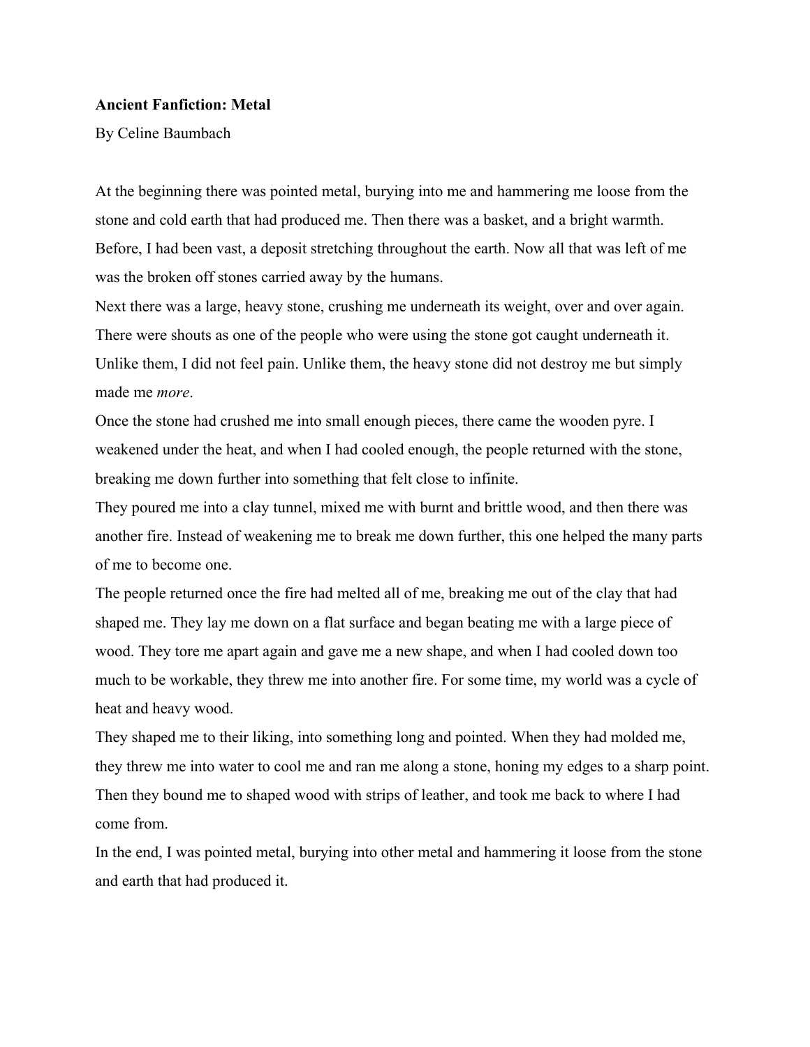**Ancient Fanfiction: Metal**

By Celine Baumbach

At the beginning there was pointed metal, burying into me and hammering me loose from the stone and cold earth that had produced me. Then there was a basket, and a bright warmth. Before, I had been vast, a deposit stretching throughout the earth. Now all that was left of me was the broken off stones carried away by the humans.

Next there was a large, heavy stone, crushing me underneath its weight, over and over again. There were shouts as one of the people who were using the stone got caught underneath it. Unlike them, I did not feel pain. Unlike them, the heavy stone did not destroy me but simply made me *more*.

Once the stone had crushed me into small enough pieces, there came the wooden pyre. I weakened under the heat, and when I had cooled enough, the people returned with the stone, breaking me down further into something that felt close to infinite.

They poured me into a clay tunnel, mixed me with burnt and brittle wood, and then there was another fire. Instead of weakening me to break me down further, this one helped the many parts of me to become one.

The people returned once the fire had melted all of me, breaking me out of the clay that had shaped me. They lay me down on a flat surface and began beating me with a large piece of wood. They tore me apart again and gave me a new shape, and when I had cooled down too much to be workable, they threw me into another fire. For some time, my world was a cycle of heat and heavy wood.

They shaped me to their liking, into something long and pointed. When they had molded me, they threw me into water to cool me and ran me along a stone, honing my edges to a sharp point. Then they bound me to shaped wood with strips of leather, and took me back to where I had come from.

In the end, I was pointed metal, burying into other metal and hammering it loose from the stone and earth that had produced it.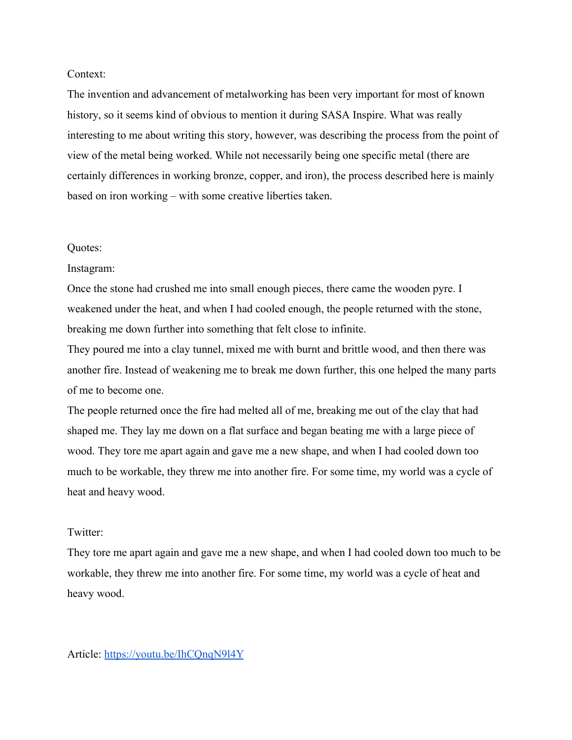Context:

The invention and advancement of metalworking has been very important for most of known history, so it seems kind of obvious to mention it during SASA Inspire. What was really interesting to me about writing this story, however, was describing the process from the point of view of the metal being worked. While not necessarily being one specific metal (there are certainly differences in working bronze, copper, and iron), the process described here is mainly based on iron working – with some creative liberties taken.

Quotes:

Instagram:

Once the stone had crushed me into small enough pieces, there came the wooden pyre. I weakened under the heat, and when I had cooled enough, the people returned with the stone, breaking me down further into something that felt close to infinite.

They poured me into a clay tunnel, mixed me with burnt and brittle wood, and then there was another fire. Instead of weakening me to break me down further, this one helped the many parts of me to become one.

The people returned once the fire had melted all of me, breaking me out of the clay that had shaped me. They lay me down on a flat surface and began beating me with a large piece of wood. They tore me apart again and gave me a new shape, and when I had cooled down too much to be workable, they threw me into another fire. For some time, my world was a cycle of heat and heavy wood.

Twitter:

They tore me apart again and gave me a new shape, and when I had cooled down too much to be workable, they threw me into another fire. For some time, my world was a cycle of heat and heavy wood.

Article: [https://youtu.be/IhCQnqN9l4Y](https://youtu.be/IhCQnqN9l4Y)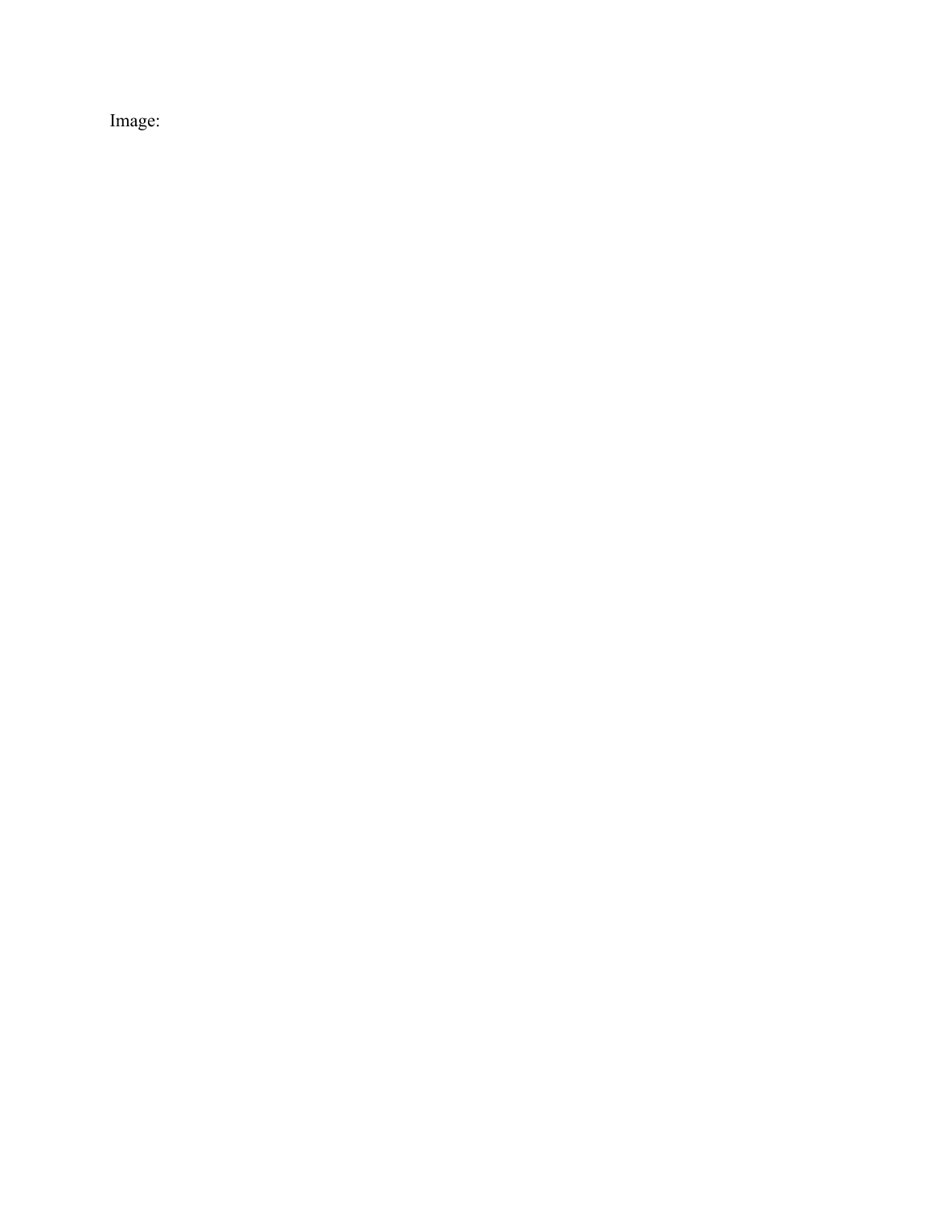Image: